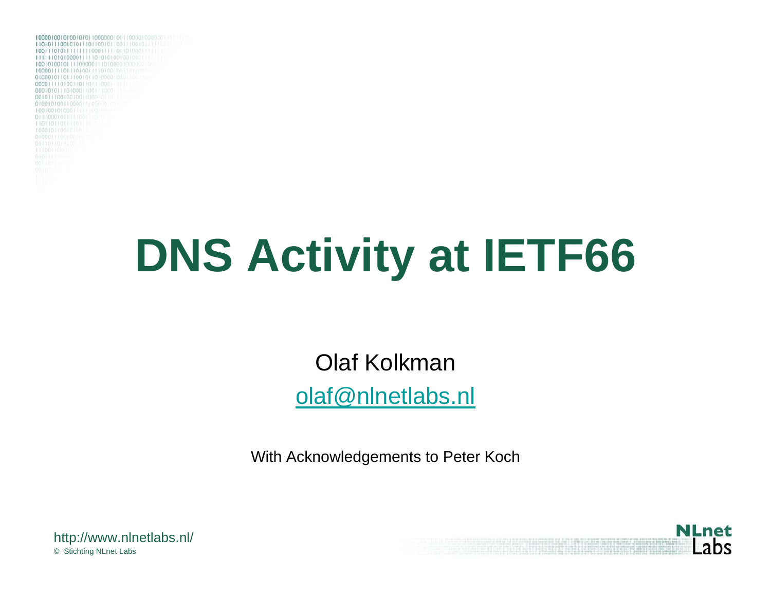# DNS Activity at IETF66

Olaf Kolkman

olaf@nlnetlabs.nl

With Acknowledgements to Peter Koch

http://www.nlnetlabs.nl/

© Stichting NLnet Labs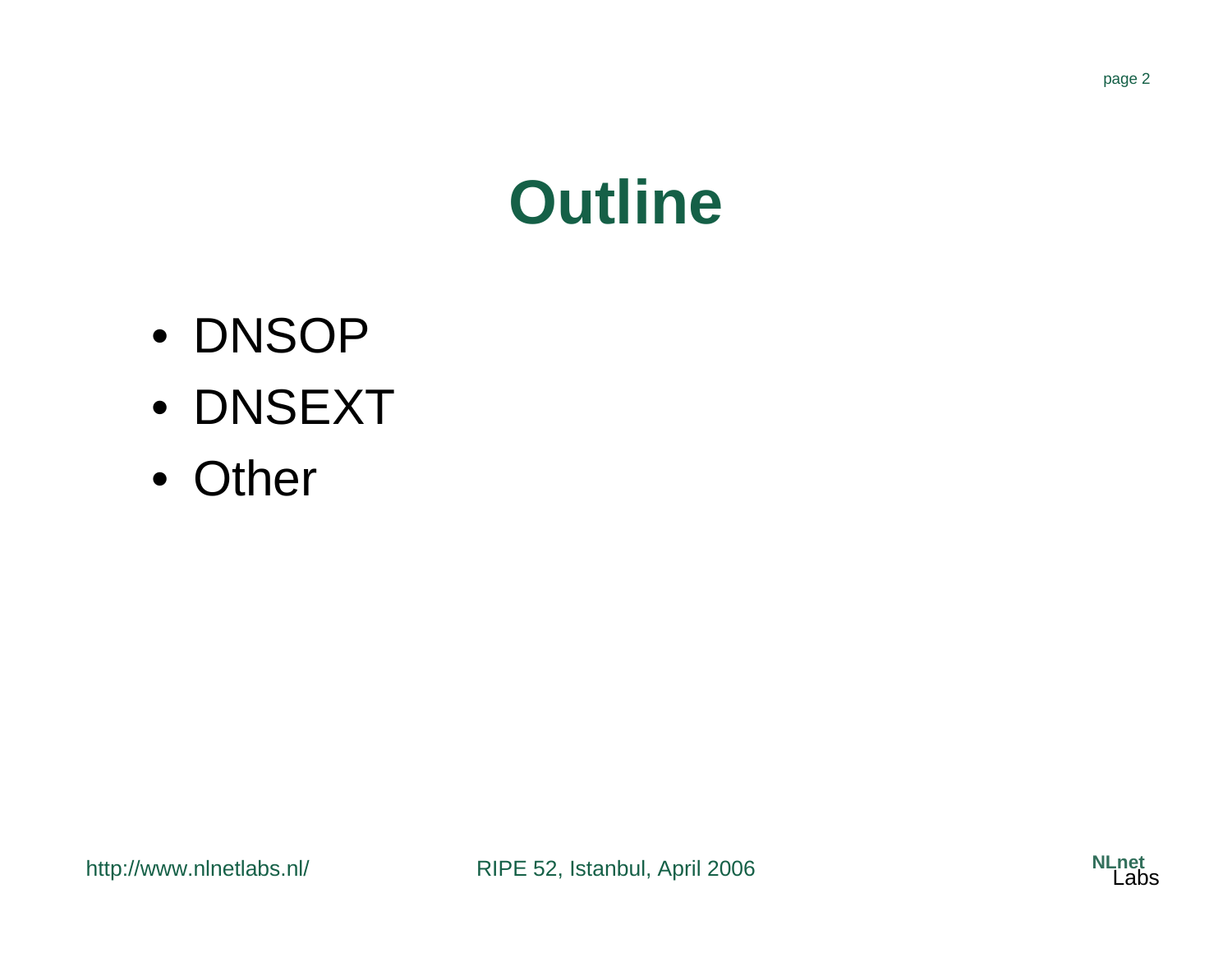# Outline

- DNSOP
- DNSEXT
- Other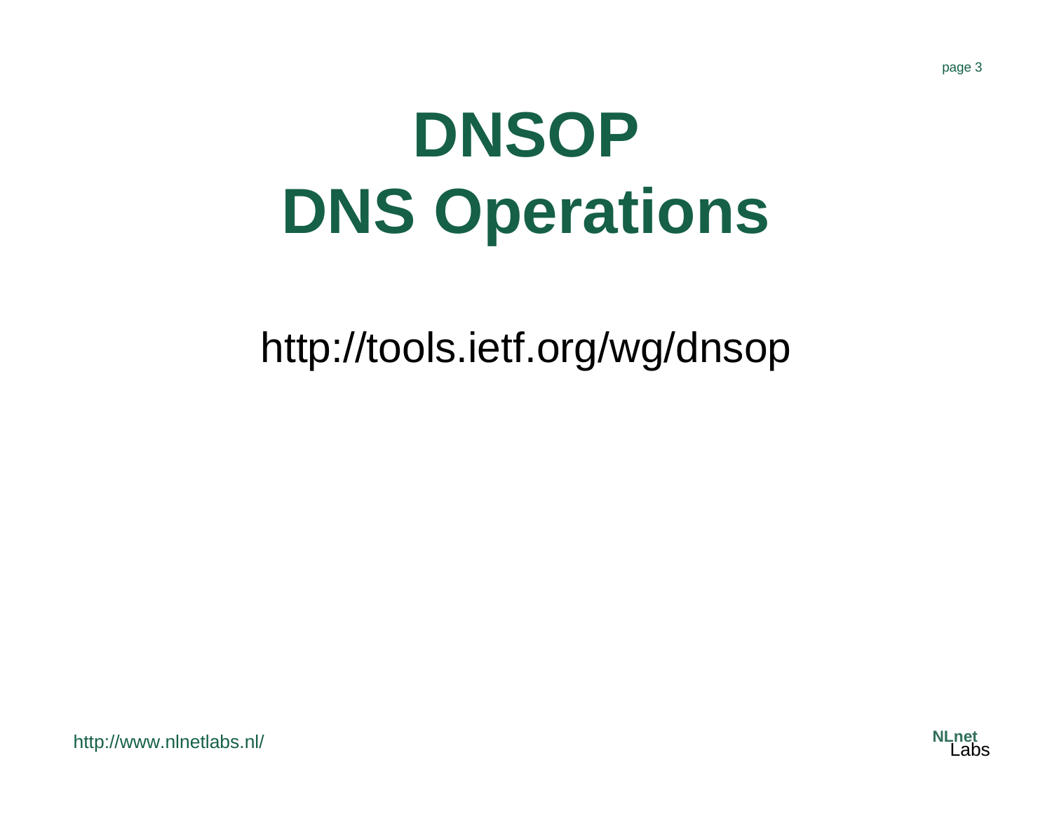# DNSOP
# DNS Operations

http://tools.ietf.org/wg/dnsop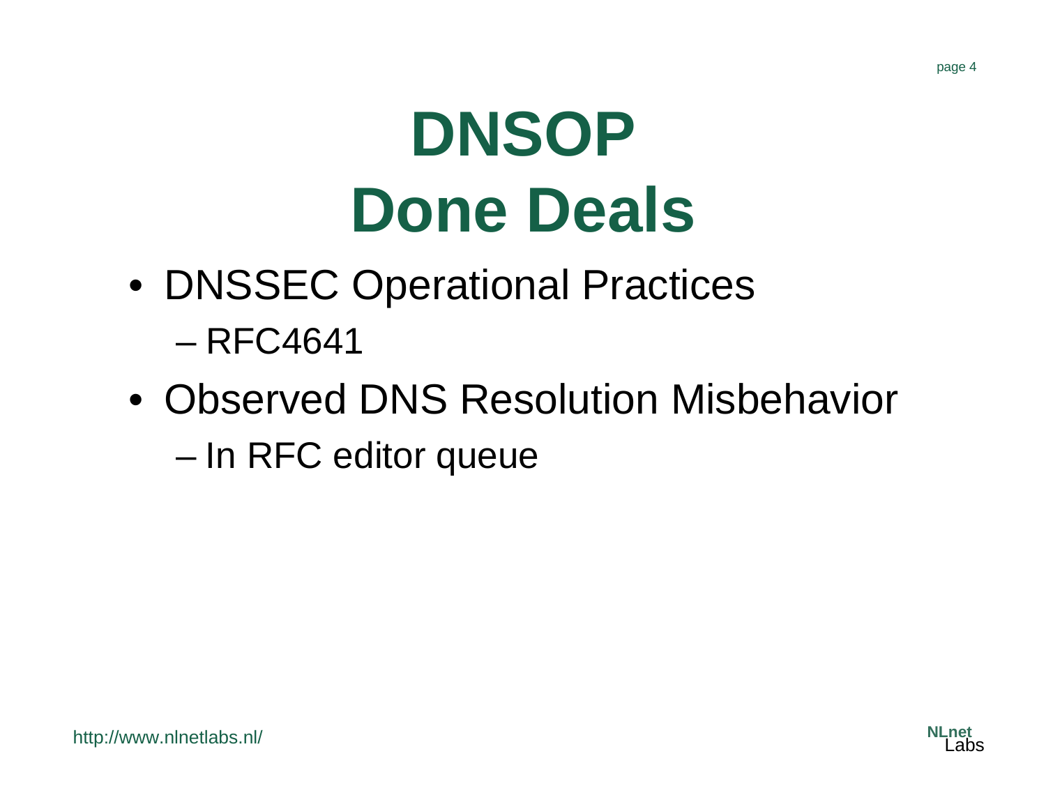# DNSOP Done Deals

- DNSSEC Operational Practices
  - RFC4641
- Observed DNS Resolution Misbehavior
  - In RFC editor queue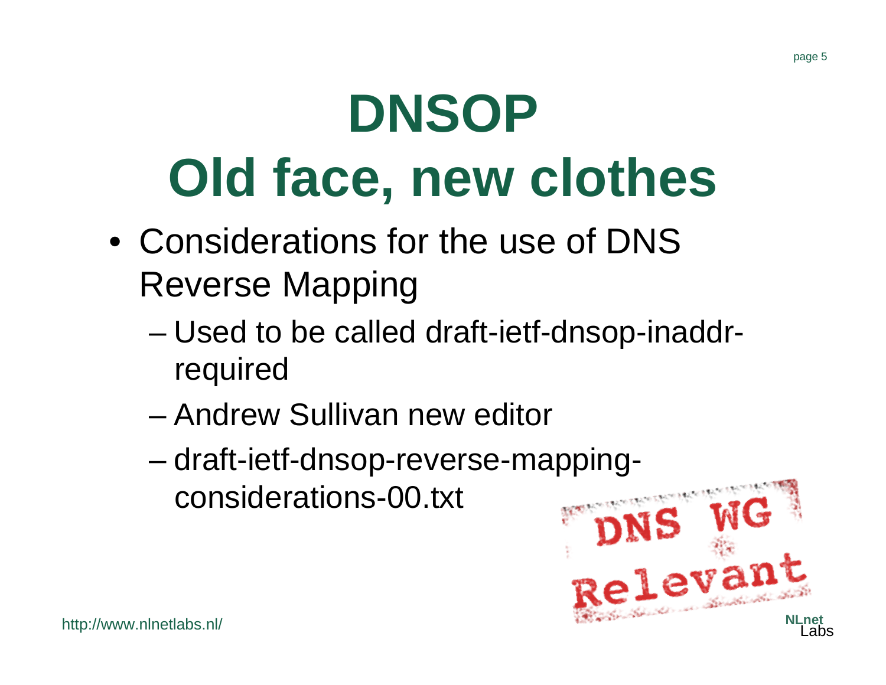# DNSOP
# Old face, new clothes

- Considerations for the use of DNS Reverse Mapping
  - Used to be called draft-ietf-dnsop-inaddr-required
  - Andrew Sullivan new editor
  - draft-ietf-dnsop-reverse-mapping-considerations-00.txt

DNS WG Relevant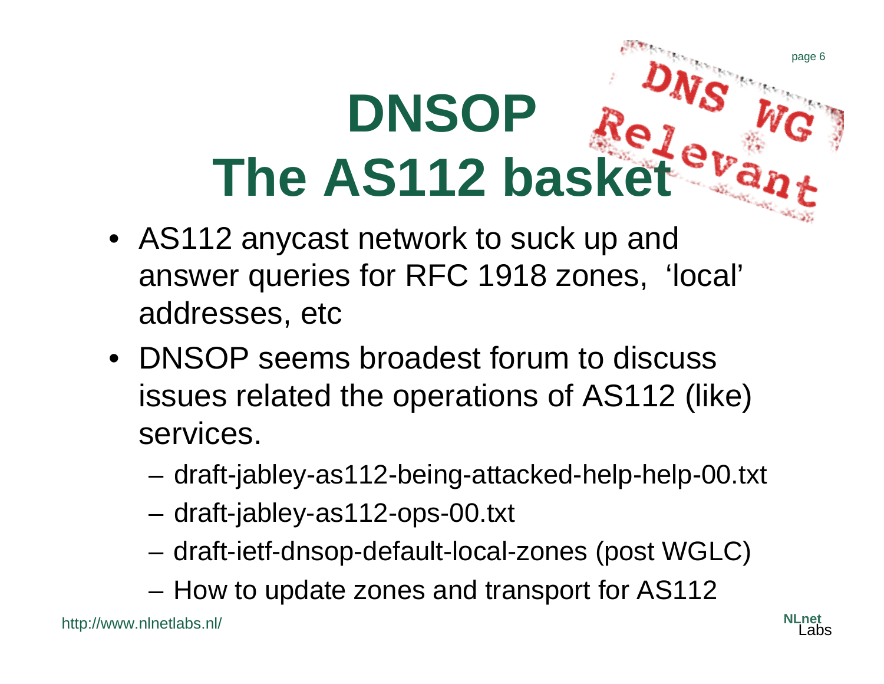# DNSOP
# The AS112 basket

DNS WG Relevant

- AS112 anycast network to suck up and answer queries for RFC 1918 zones, ‘local’ addresses, etc
- DNSOP seems broadest forum to discuss issues related the operations of AS112 (like) services.
  - draft-jabley-as112-being-attacked-help-help-00.txt
  - draft-jabley-as112-ops-00.txt
  - draft-ietf-dnsop-default-local-zones (post WGLC)
  - How to update zones and transport for AS112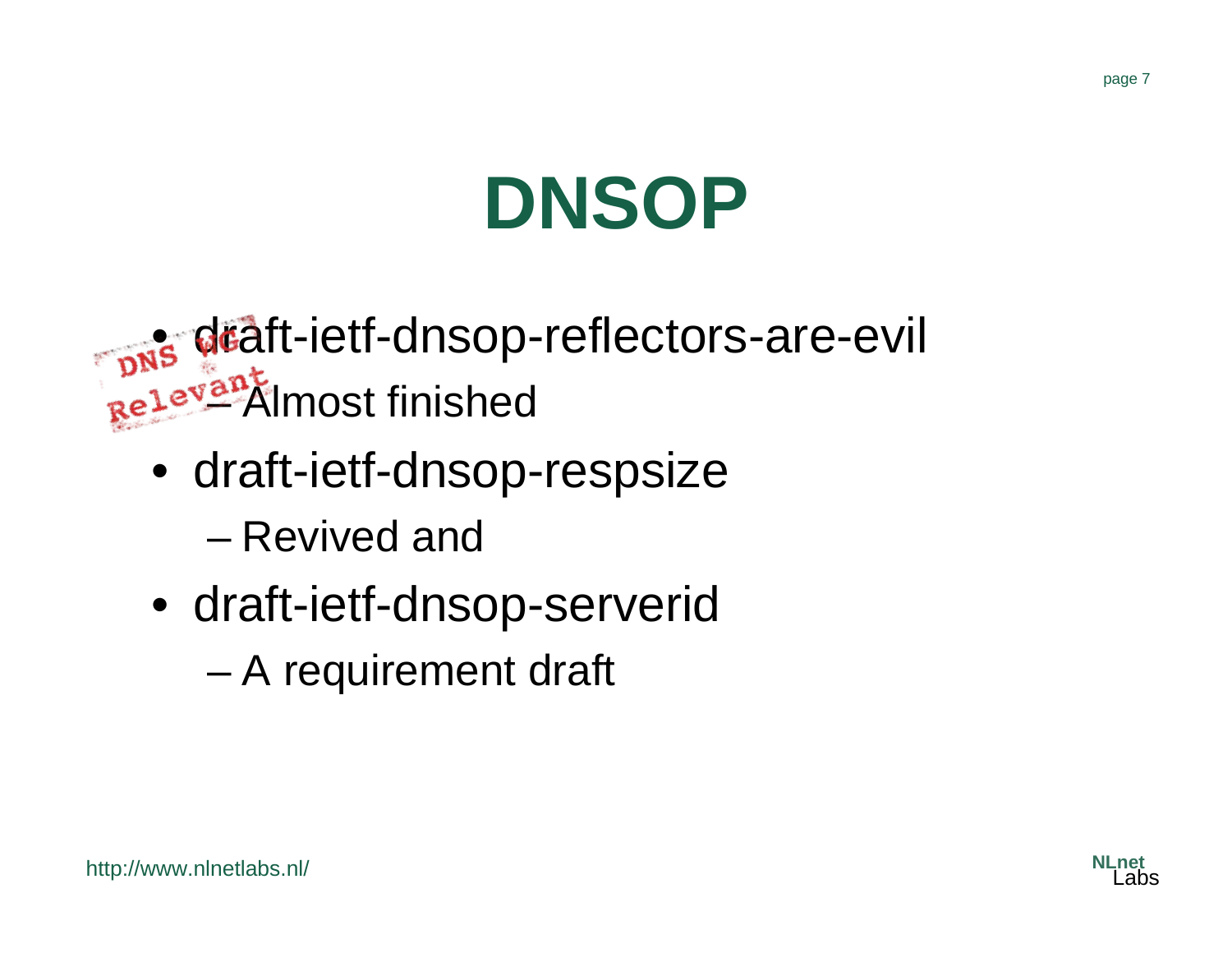# DNSOP

- draft-ietf-dnsop-reflectors-are-evil
  - Almost finished
- draft-ietf-dnsop-respsize
  - Revived and
- draft-ietf-dnsop-serverid
  - A requirement draft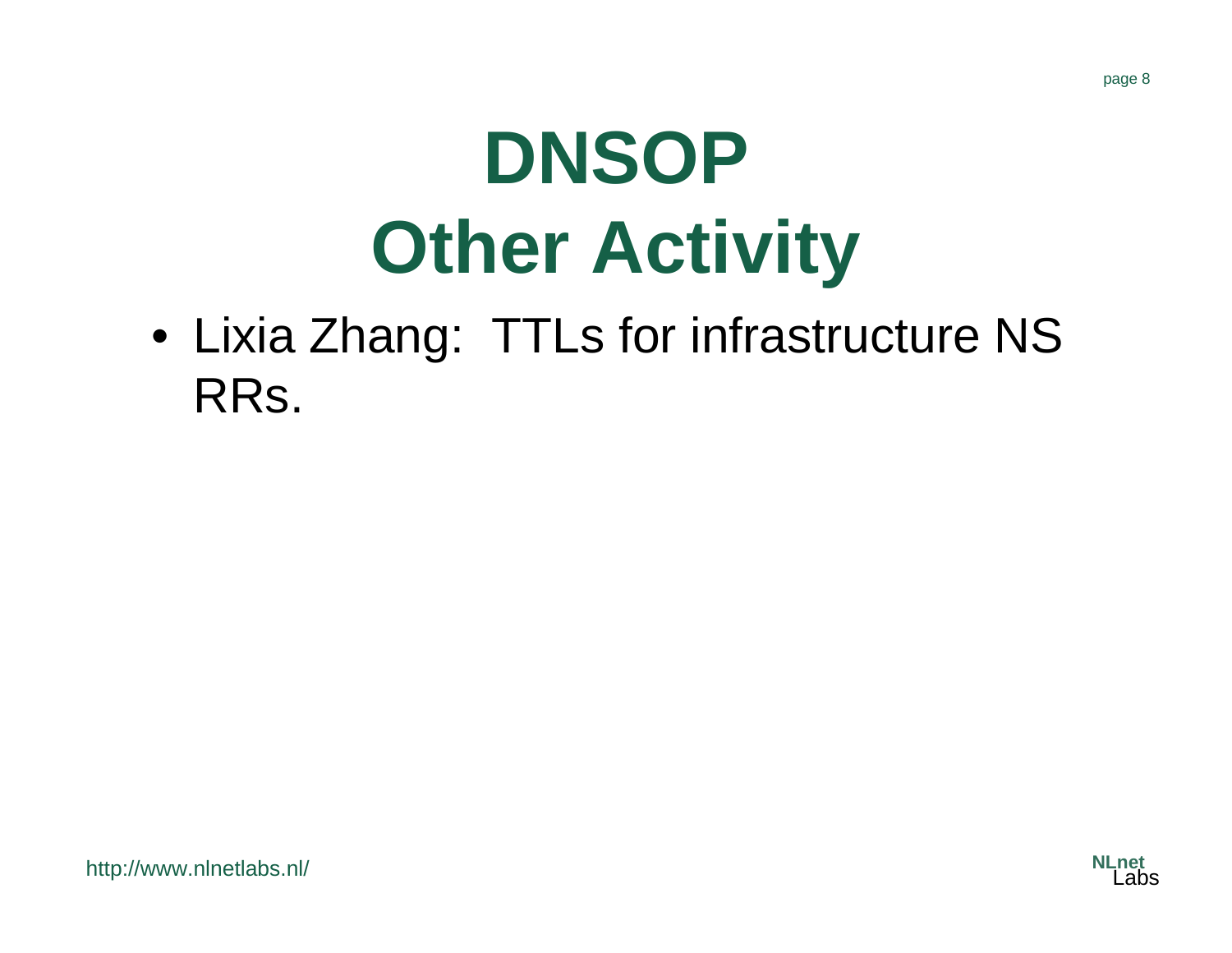# DNSOP Other Activity

- Lixia Zhang: TTLs for infrastructure NS RRs.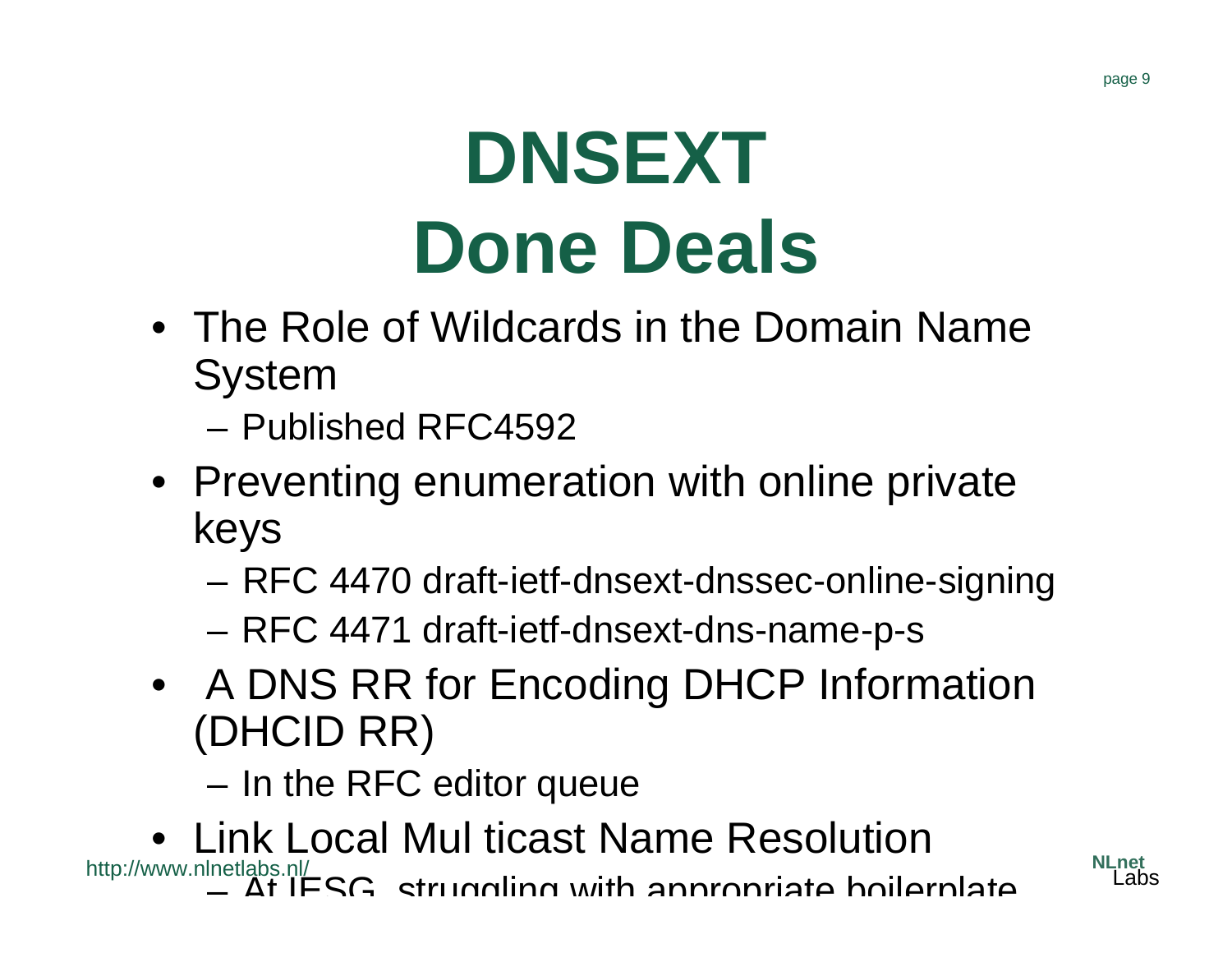# DNSEXT Done Deals

- The Role of Wildcards in the Domain Name System
  - Published RFC4592
- Preventing enumeration with online private keys
  - RFC 4470 draft-ietf-dnsext-dnssec-online-signing
  - RFC 4471 draft-ietf-dnsext-dns-name-p-s
- A DNS RR for Encoding DHCP Information (DHCID RR)
  - In the RFC editor queue
- Link Local Mul ticast Name Resolution
  - At IESG, struggling with appropriate boilerplate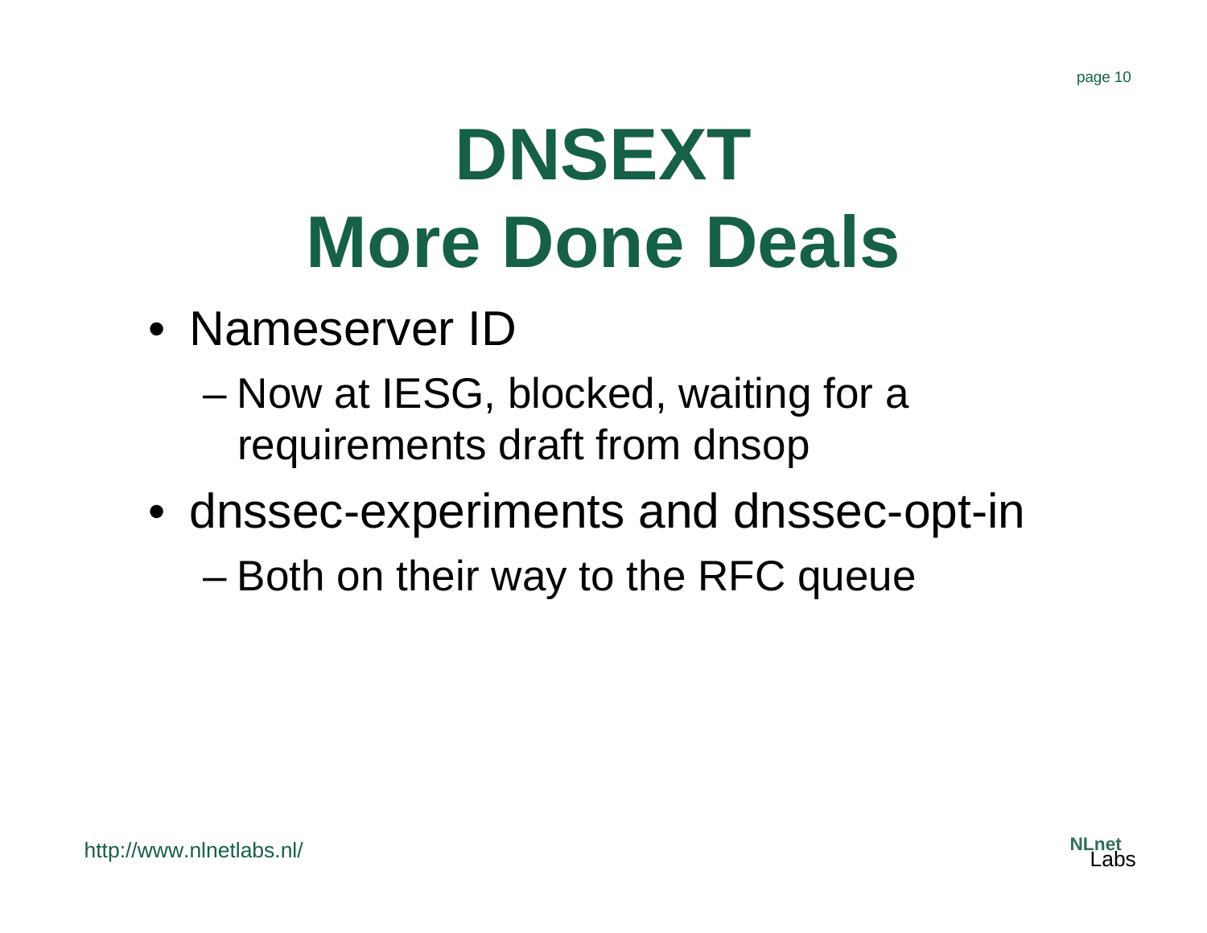# DNSEXT
# More Done Deals

- Nameserver ID
  - Now at IESG, blocked, waiting for a requirements draft from dnsop
- dnssec-experiments and dnssec-opt-in
  - Both on their way to the RFC queue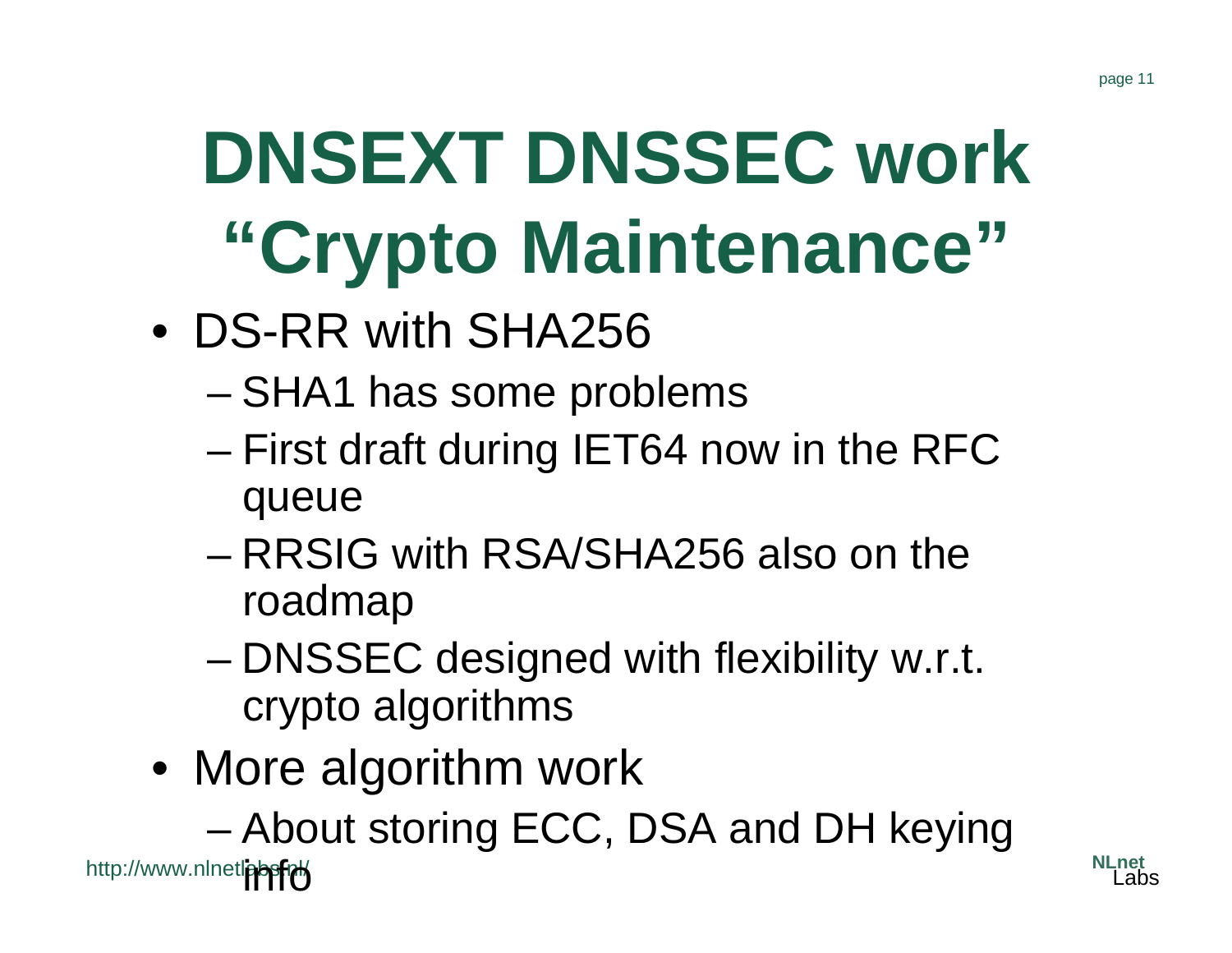# DNSEXT DNSSEC work "Crypto Maintenance"

- DS-RR with SHA256
  - SHA1 has some problems
  - First draft during IET64 now in the RFC queue
  - RRSIG with RSA/SHA256 also on the roadmap
  - DNSSEC designed with flexibility w.r.t. crypto algorithms
- More algorithm work
  - About storing ECC, DSA and DH keying info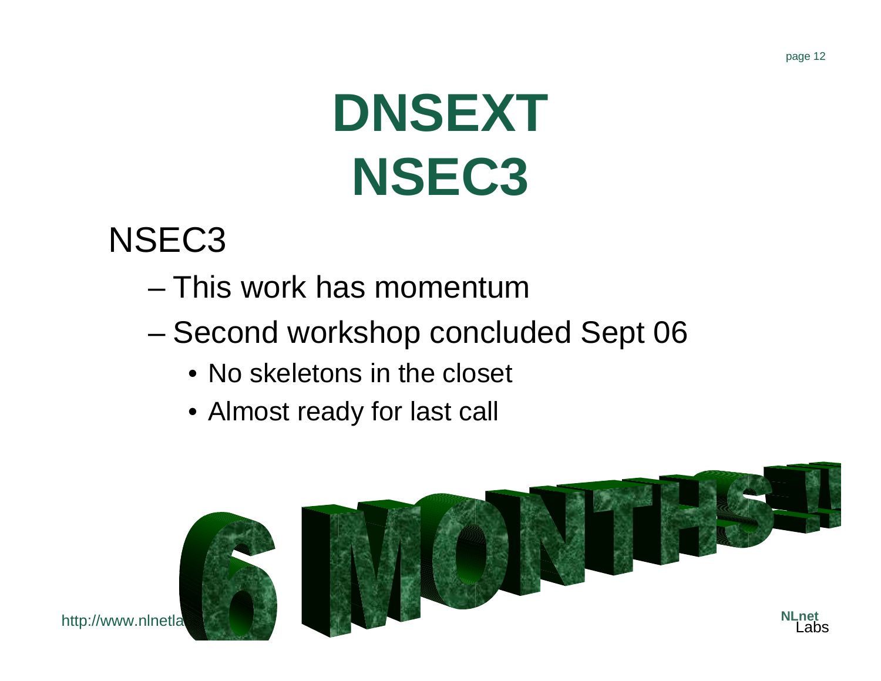# DNSEXT NSEC3

NSEC3

- This work has momentum
- Second workshop concluded Sept 06
  - No skeletons in the closet
  - Almost ready for last call

6 MONTHS!!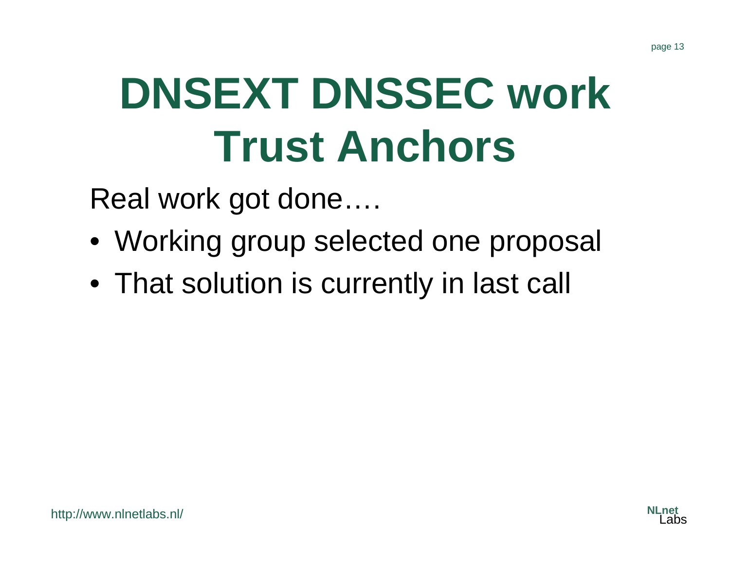# DNSEXT DNSSEC work
# Trust Anchors

Real work got done….

- Working group selected one proposal
- That solution is currently in last call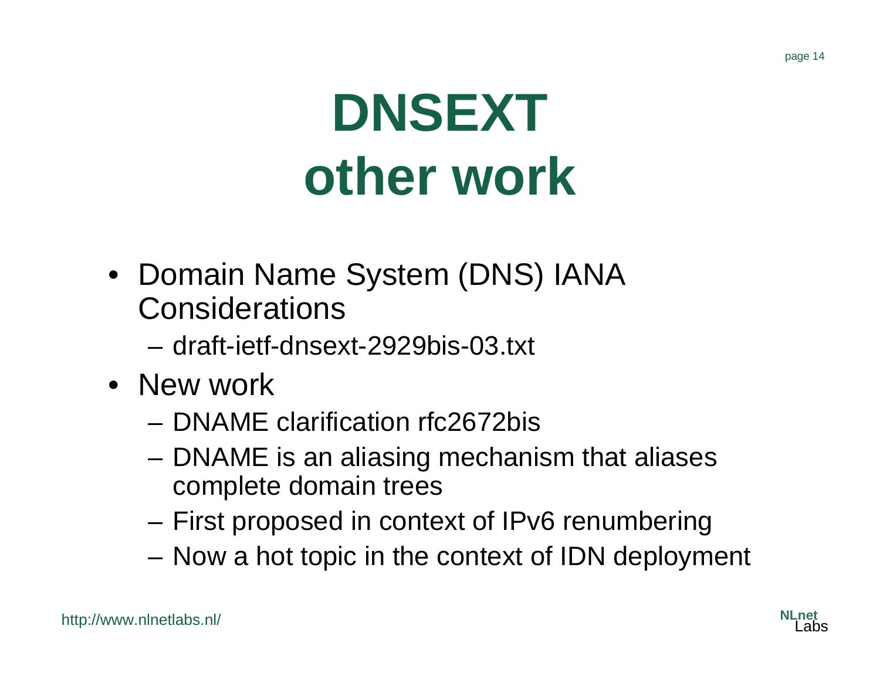# DNSEXT other work

- Domain Name System (DNS) IANA Considerations
  - draft-ietf-dnsext-2929bis-03.txt
- New work
  - DNAME clarification rfc2672bis
  - DNAME is an aliasing mechanism that aliases complete domain trees
  - First proposed in context of IPv6 renumbering
  - Now a hot topic in the context of IDN deployment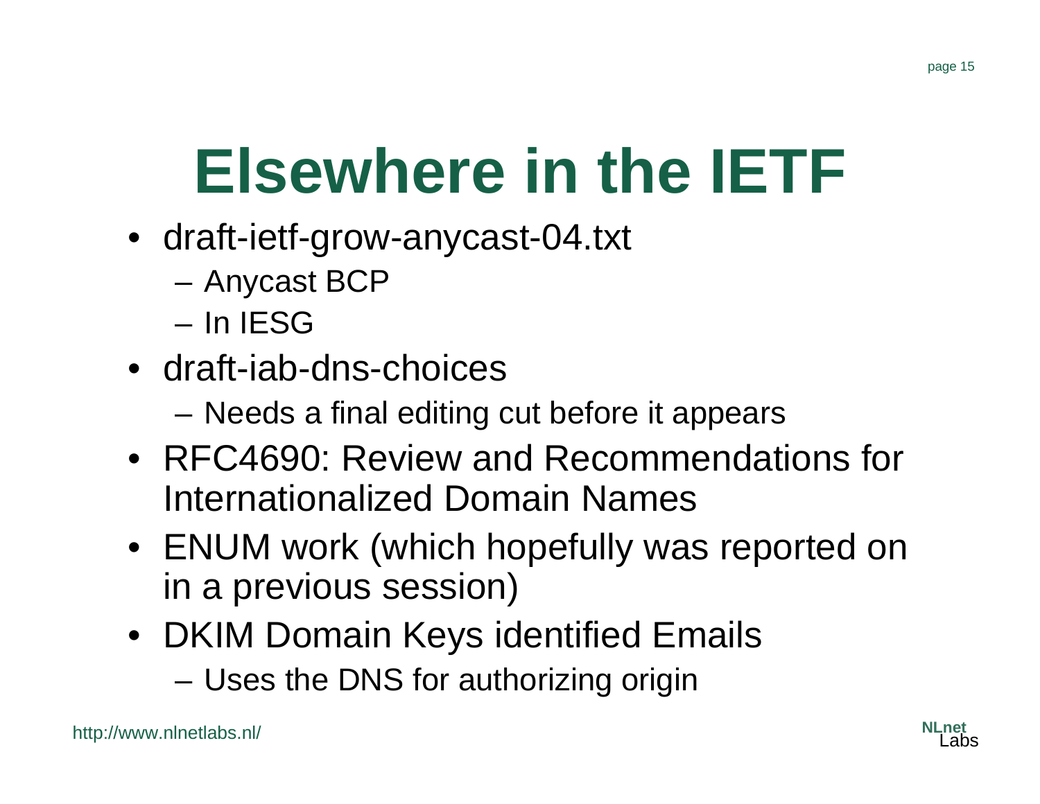# Elsewhere in the IETF

- draft-ietf-grow-anycast-04.txt
  - Anycast BCP
  - In IESG
- draft-iab-dns-choices
  - Needs a final editing cut before it appears
- RFC4690: Review and Recommendations for Internationalized Domain Names
- ENUM work (which hopefully was reported on in a previous session)
- DKIM Domain Keys identified Emails
  - Uses the DNS for authorizing origin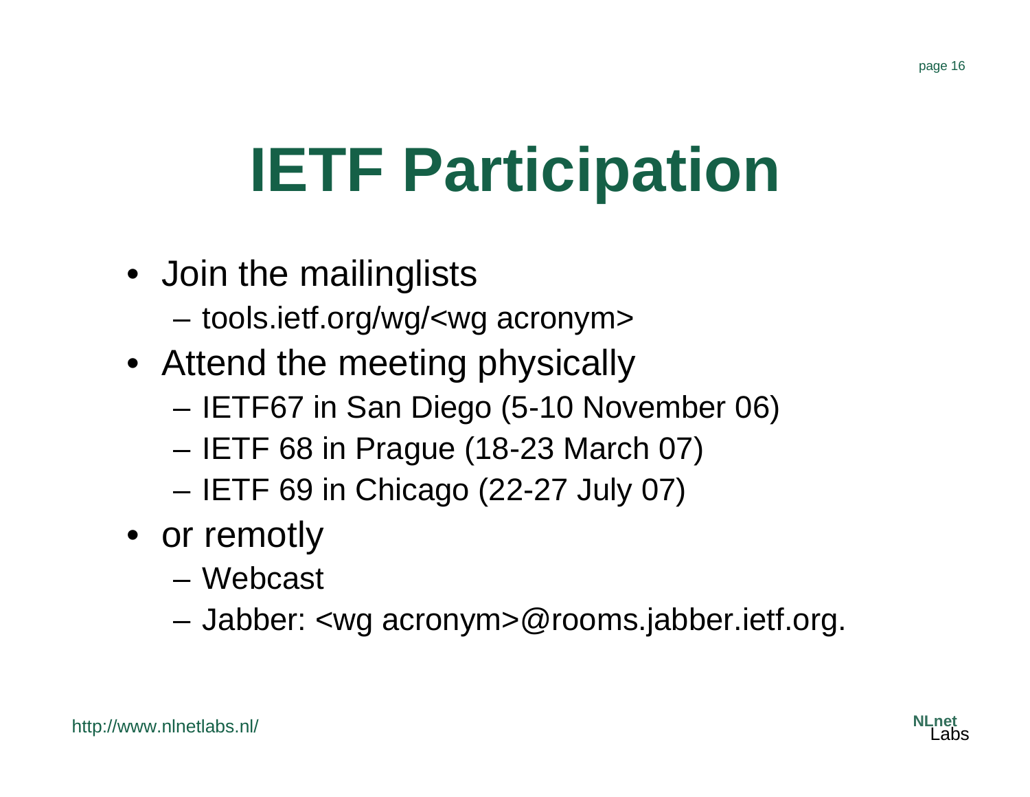# IETF Participation

- Join the mailinglists
  - tools.ietf.org/wg/<wg acronym>
- Attend the meeting physically
  - IETF67 in San Diego (5-10 November 06)
  - IETF 68 in Prague (18-23 March 07)
  - IETF 69 in Chicago (22-27 July 07)
- or remotly
  - Webcast
  - Jabber: <wg acronym>@rooms.jabber.ietf.org.